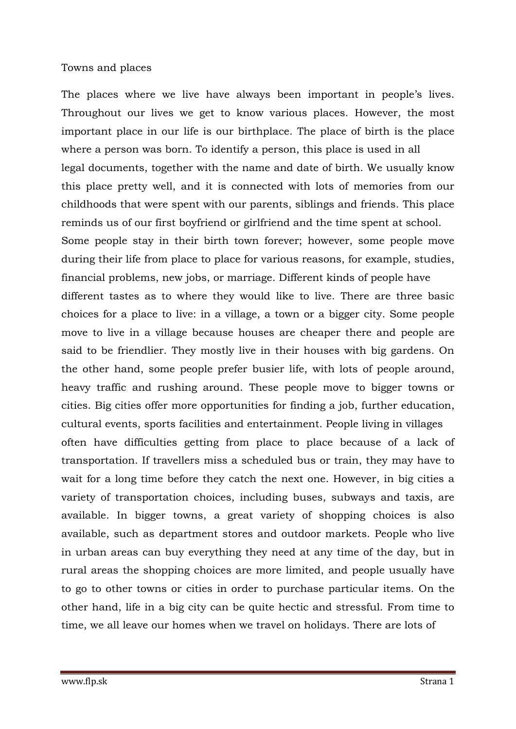# Towns and places

The places where we live have always been important in people's lives. Throughout our lives we get to know various places. However, the most important place in our life is our birthplace. The place of birth is the place where a person was born. To identify a person, this place is used in all legal documents, together with the name and date of birth. We usually know this place pretty well, and it is connected with lots of memories from our childhoods that were spent with our parents, siblings and friends. This place reminds us of our first boyfriend or girlfriend and the time spent at school. Some people stay in their birth town forever; however, some people move during their life from place to place for various reasons, for example, studies, financial problems, new jobs, or marriage. Different kinds of people have different tastes as to where they would like to live. There are three basic choices for a place to live: in a village, a town or a bigger city. Some people move to live in a village because houses are cheaper there and people are said to be friendlier. They mostly live in their houses with big gardens. On the other hand, some people prefer busier life, with lots of people around, heavy traffic and rushing around. These people move to bigger towns or cities. Big cities offer more opportunities for finding a job, further education, cultural events, sports facilities and entertainment. People living in villages often have difficulties getting from place to place because of a lack of transportation. If travellers miss a scheduled bus or train, they may have to wait for a long time before they catch the next one. However, in big cities a variety of transportation choices, including buses, subways and taxis, are available. In bigger towns, a great variety of shopping choices is also available, such as department stores and outdoor markets. People who live in urban areas can buy everything they need at any time of the day, but in rural areas the shopping choices are more limited, and people usually have to go to other towns or cities in order to purchase particular items. On the other hand, life in a big city can be quite hectic and stressful. From time to time, we all leave our homes when we travel on holidays. There are lots of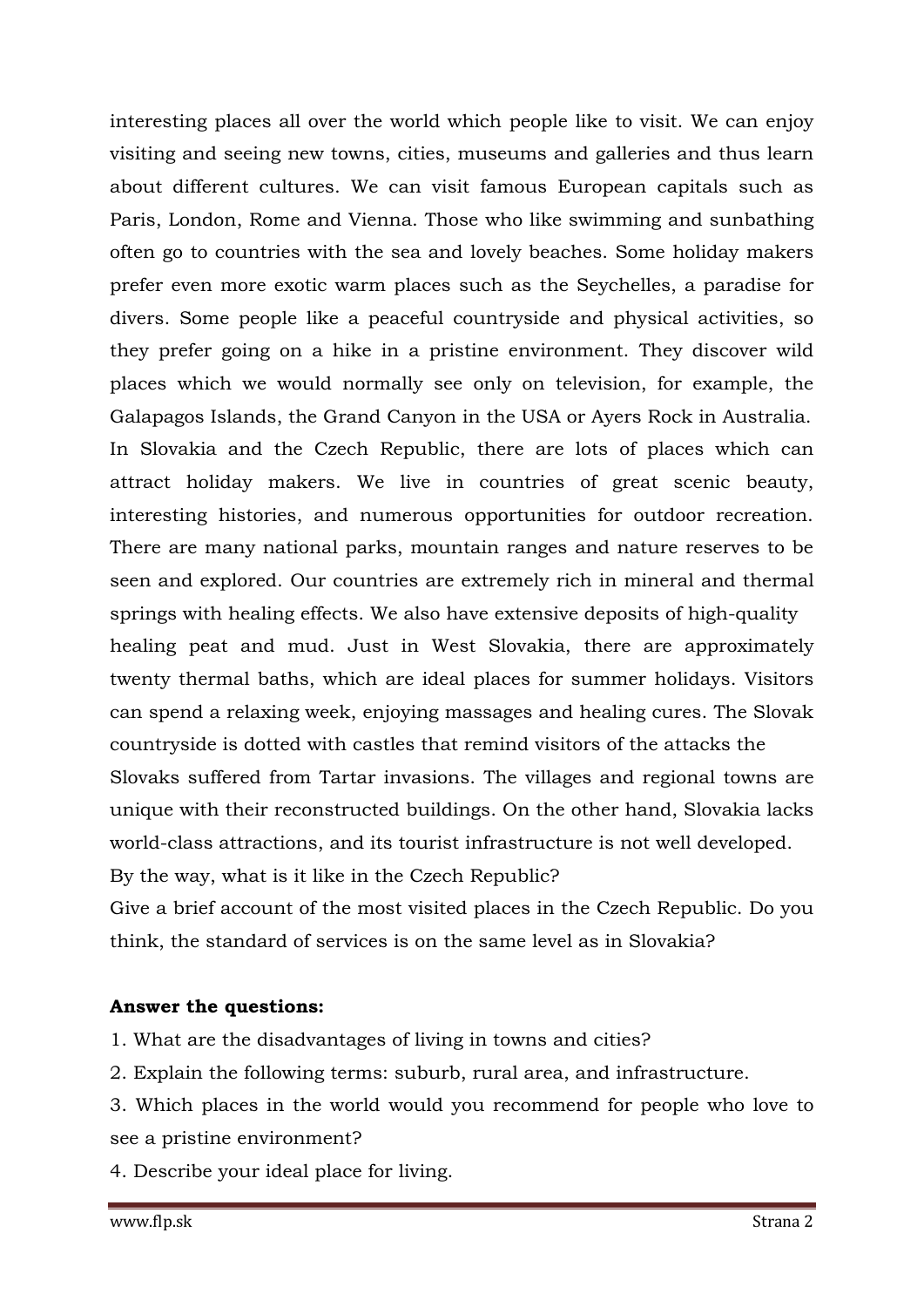interesting places all over the world which people like to visit. We can enjoy visiting and seeing new towns, cities, museums and galleries and thus learn about different cultures. We can visit famous European capitals such as Paris, London, Rome and Vienna. Those who like swimming and sunbathing often go to countries with the sea and lovely beaches. Some holiday makers prefer even more exotic warm places such as the Seychelles, a paradise for divers. Some people like a peaceful countryside and physical activities, so they prefer going on a hike in a pristine environment. They discover wild places which we would normally see only on television, for example, the Galapagos Islands, the Grand Canyon in the USA or Ayers Rock in Australia. In Slovakia and the Czech Republic, there are lots of places which can attract holiday makers. We live in countries of great scenic beauty, interesting histories, and numerous opportunities for outdoor recreation. There are many national parks, mountain ranges and nature reserves to be seen and explored. Our countries are extremely rich in mineral and thermal springs with healing effects. We also have extensive deposits of high-quality healing peat and mud. Just in West Slovakia, there are approximately twenty thermal baths, which are ideal places for summer holidays. Visitors can spend a relaxing week, enjoying massages and healing cures. The Slovak countryside is dotted with castles that remind visitors of the attacks the Slovaks suffered from Tartar invasions. The villages and regional towns are unique with their reconstructed buildings. On the other hand, Slovakia lacks world-class attractions, and its tourist infrastructure is not well developed.
By the way, what is it like in the Czech Republic?
Give a brief account of the most visited places in the Czech Republic. Do you think, the standard of services is on the same level as in Slovakia?

**Answer the questions:**

1. What are the disadvantages of living in towns and cities?
2. Explain the following terms: suburb, rural area, and infrastructure.
3. Which places in the world would you recommend for people who love to see a pristine environment?
4. Describe your ideal place for living.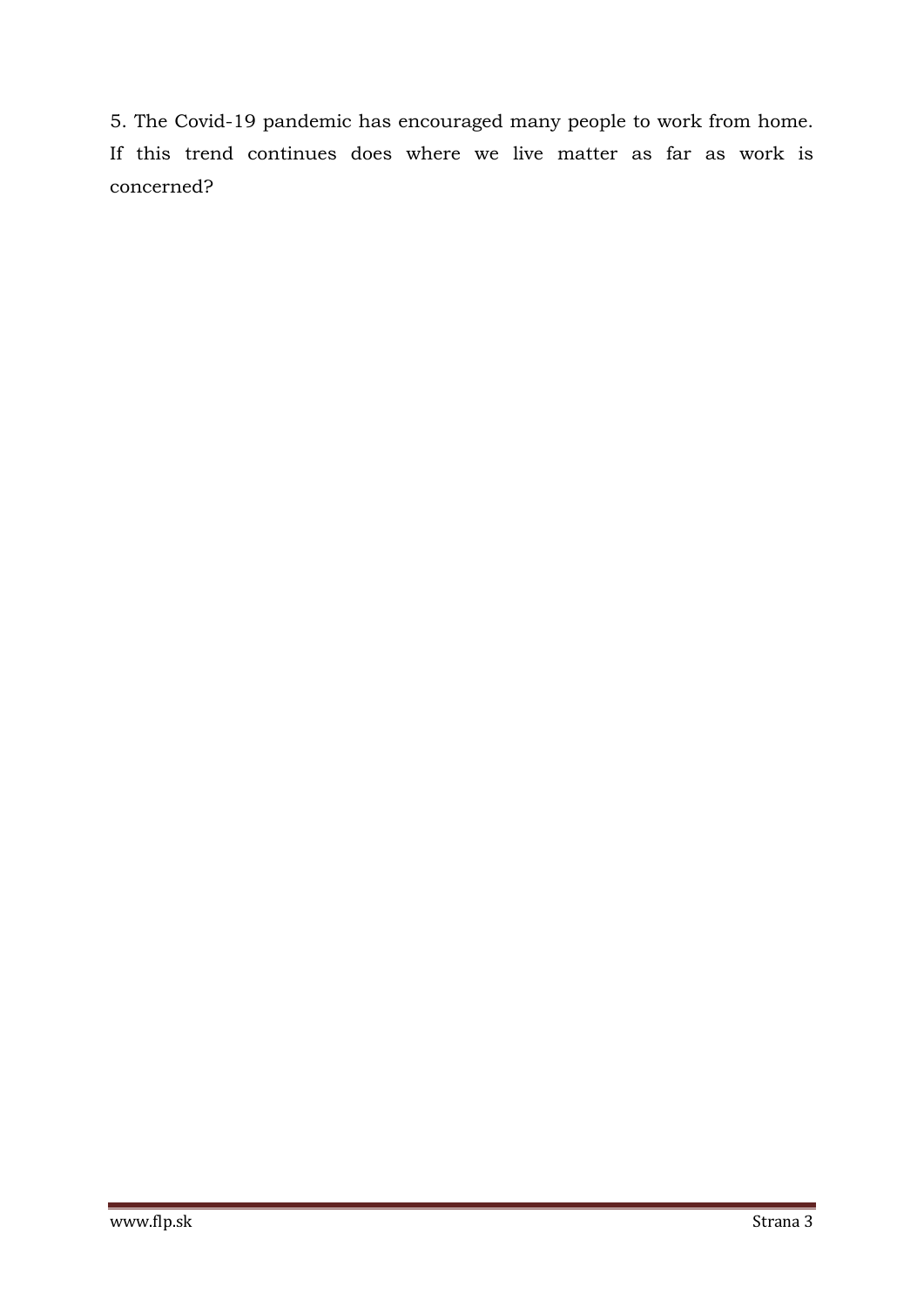5. The Covid-19 pandemic has encouraged many people to work from home. If this trend continues does where we live matter as far as work is concerned?